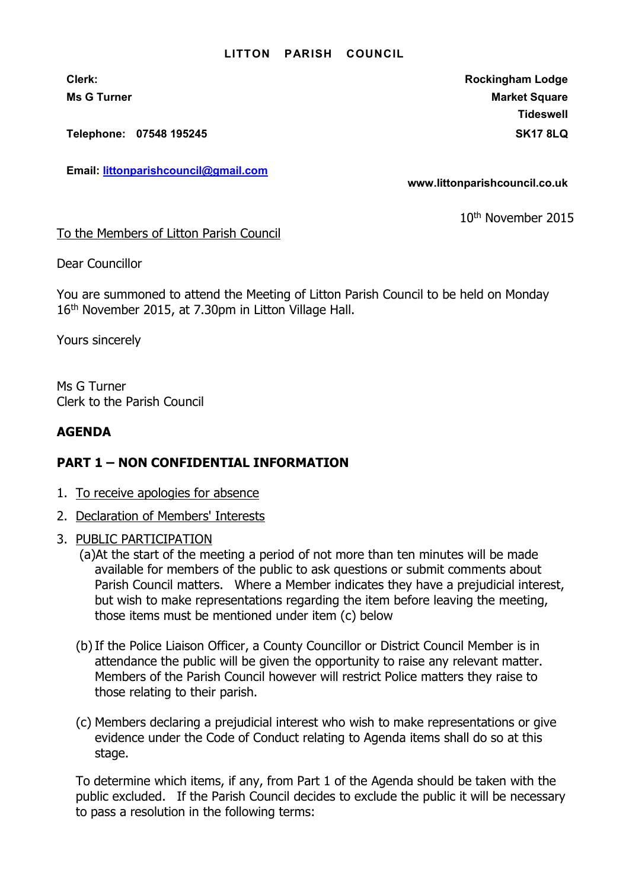**LITTON PARISH COUNCIL**

**Clerk:**
**Ms G Turner**

**Telephone: 07548 195245**

**Email: [littonparishcouncil@gmail.com](mailto:littonparishcouncil@gmail.com)**

**Rockingham Lodge**
**Market Square**
**Tideswell**
**SK17 8LQ**

**www.littonparishcouncil.co.uk**

10th November 2015

To the Members of Litton Parish Council

Dear Councillor

You are summoned to attend the Meeting of Litton Parish Council to be held on Monday 16th November 2015, at 7.30pm in Litton Village Hall.

Yours sincerely

Ms G Turner
Clerk to the Parish Council

## AGENDA

## PART 1 – NON CONFIDENTIAL INFORMATION

1. To receive apologies for absence
2. Declaration of Members' Interests
3. PUBLIC PARTICIPATION
   (a) At the start of the meeting a period of not more than ten minutes will be made available for members of the public to ask questions or submit comments about Parish Council matters. Where a Member indicates they have a prejudicial interest, but wish to make representations regarding the item before leaving the meeting, those items must be mentioned under item (c) below

   (b) If the Police Liaison Officer, a County Councillor or District Council Member is in attendance the public will be given the opportunity to raise any relevant matter. Members of the Parish Council however will restrict Police matters they raise to those relating to their parish.

   (c) Members declaring a prejudicial interest who wish to make representations or give evidence under the Code of Conduct relating to Agenda items shall do so at this stage.

   To determine which items, if any, from Part 1 of the Agenda should be taken with the public excluded. If the Parish Council decides to exclude the public it will be necessary to pass a resolution in the following terms: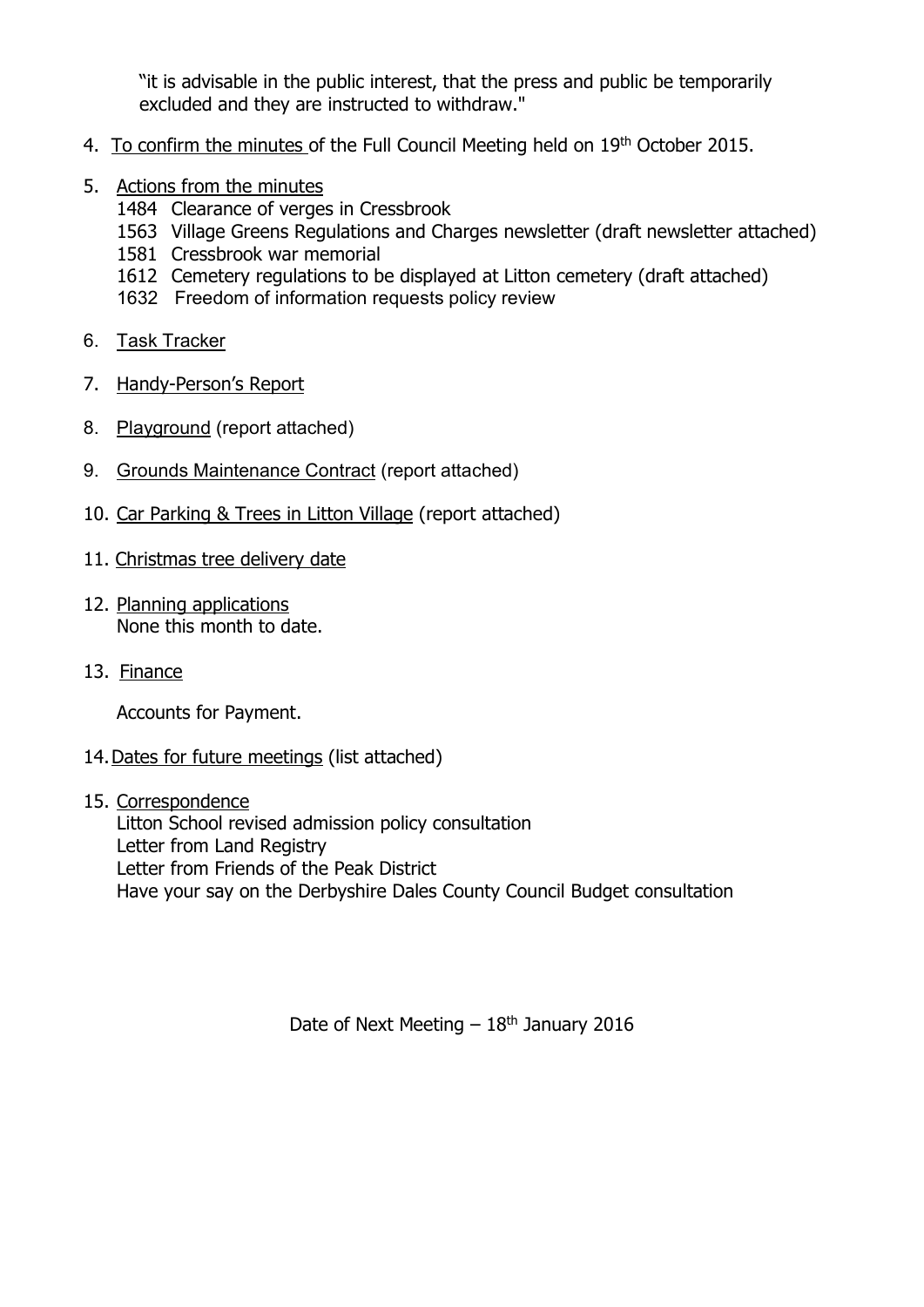"it is advisable in the public interest, that the press and public be temporarily excluded and they are instructed to withdraw."

4. To confirm the minutes of the Full Council Meeting held on 19th October 2015.

5. Actions from the minutes
   1484 Clearance of verges in Cressbrook
   1563 Village Greens Regulations and Charges newsletter (draft newsletter attached)
   1581 Cressbrook war memorial
   1612 Cemetery regulations to be displayed at Litton cemetery (draft attached)
   1632 Freedom of information requests policy review

6. Task Tracker

7. Handy-Person's Report

8. Playground (report attached)

9. Grounds Maintenance Contract (report attached)

10. Car Parking & Trees in Litton Village (report attached)

11. Christmas tree delivery date

12. Planning applications
    None this month to date.

13. Finance

    Accounts for Payment.

14. Dates for future meetings (list attached)

15. Correspondence
    Litton School revised admission policy consultation
    Letter from Land Registry
    Letter from Friends of the Peak District
    Have your say on the Derbyshire Dales County Council Budget consultation

Date of Next Meeting – 18th January 2016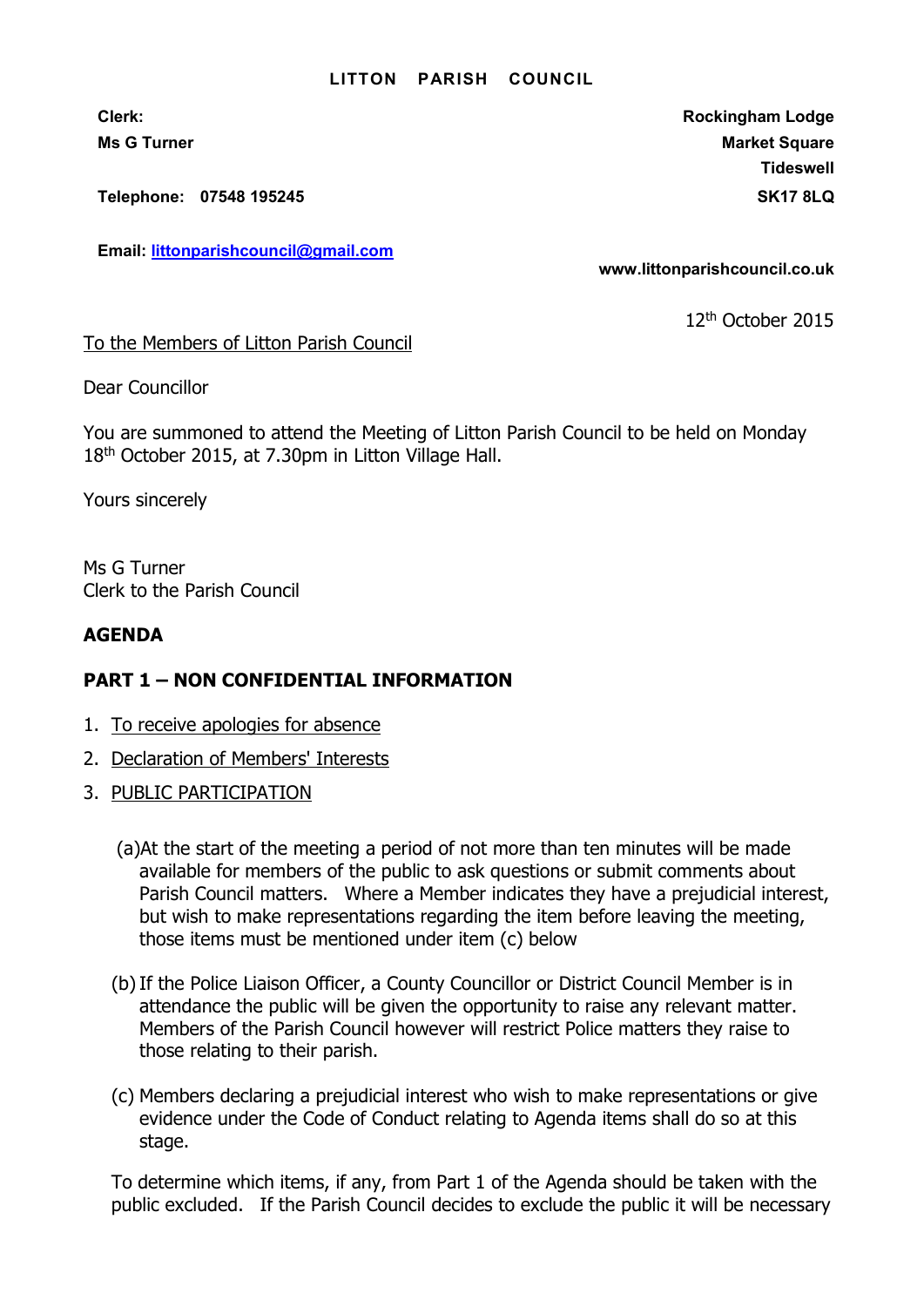**LITTON PARISH COUNCIL**

**Clerk:**
**Ms G Turner**

**Telephone: 07548 195245**

**Email: [littonparishcouncil@gmail.com](mailto:littonparishcouncil@gmail.com)**

**Rockingham Lodge**
**Market Square**
**Tideswell**
**SK17 8LQ**

**www.littonparishcouncil.co.uk**

12th October 2015

To the Members of Litton Parish Council

Dear Councillor

You are summoned to attend the Meeting of Litton Parish Council to be held on Monday 18th October 2015, at 7.30pm in Litton Village Hall.

Yours sincerely

Ms G Turner
Clerk to the Parish Council

## AGENDA

## PART 1 – NON CONFIDENTIAL INFORMATION

1. To receive apologies for absence
2. Declaration of Members' Interests
3. PUBLIC PARTICIPATION

   (a) At the start of the meeting a period of not more than ten minutes will be made available for members of the public to ask questions or submit comments about Parish Council matters. Where a Member indicates they have a prejudicial interest, but wish to make representations regarding the item before leaving the meeting, those items must be mentioned under item (c) below

   (b) If the Police Liaison Officer, a County Councillor or District Council Member is in attendance the public will be given the opportunity to raise any relevant matter. Members of the Parish Council however will restrict Police matters they raise to those relating to their parish.

   (c) Members declaring a prejudicial interest who wish to make representations or give evidence under the Code of Conduct relating to Agenda items shall do so at this stage.

   To determine which items, if any, from Part 1 of the Agenda should be taken with the public excluded. If the Parish Council decides to exclude the public it will be necessary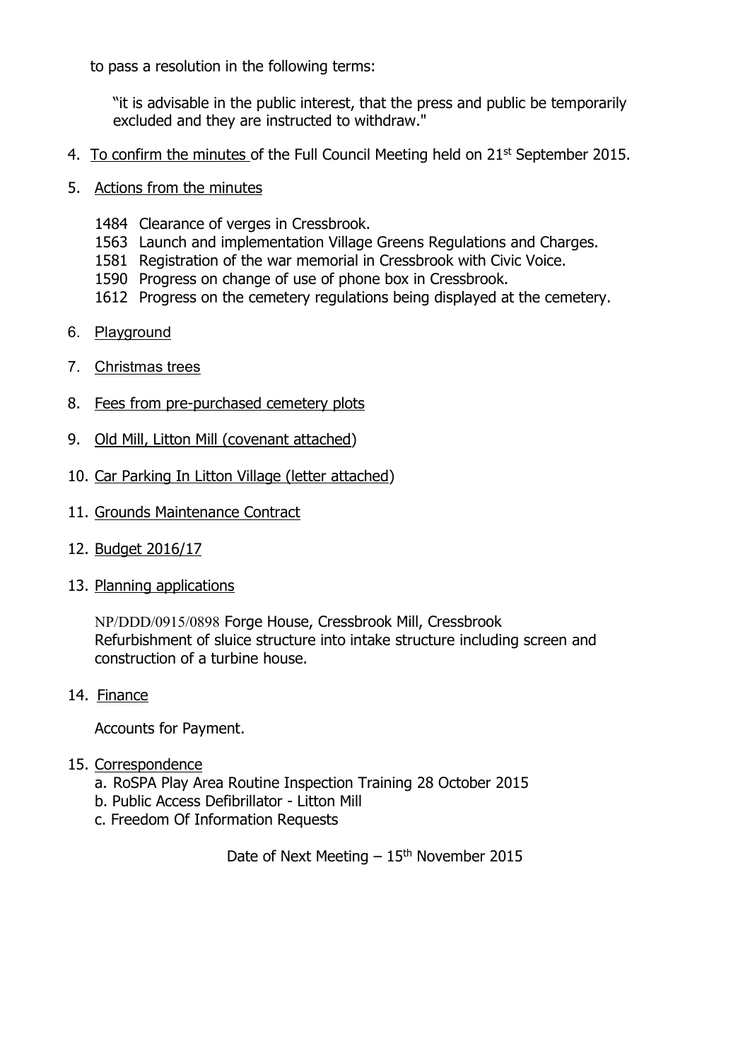to pass a resolution in the following terms:

> "it is advisable in the public interest, that the press and public be temporarily excluded and they are instructed to withdraw."

4. To confirm the minutes of the Full Council Meeting held on 21st September 2015.

5. Actions from the minutes

   1484 Clearance of verges in Cressbrook.
   1563 Launch and implementation Village Greens Regulations and Charges.
   1581 Registration of the war memorial in Cressbrook with Civic Voice.
   1590 Progress on change of use of phone box in Cressbrook.
   1612 Progress on the cemetery regulations being displayed at the cemetery.

6. Playground

7. Christmas trees

8. Fees from pre-purchased cemetery plots

9. Old Mill, Litton Mill (covenant attached)

10. Car Parking In Litton Village (letter attached)

11. Grounds Maintenance Contract

12. Budget 2016/17

13. Planning applications

    NP/DDD/0915/0898 Forge House, Cressbrook Mill, Cressbrook
    Refurbishment of sluice structure into intake structure including screen and construction of a turbine house.

14. Finance

    Accounts for Payment.

15. Correspondence
    a. RoSPA Play Area Routine Inspection Training 28 October 2015
    b. Public Access Defibrillator - Litton Mill
    c. Freedom Of Information Requests

Date of Next Meeting – 15th November 2015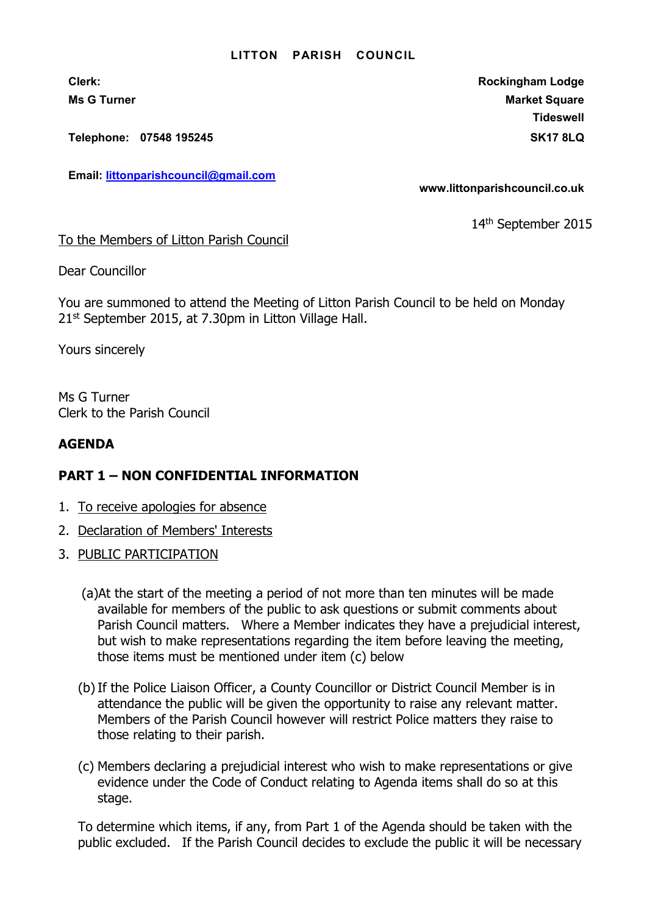**LITTON PARISH COUNCIL**

**Clerk:**
**Ms G Turner**

**Telephone: 07548 195245**

**Email: [littonparishcouncil@gmail.com](mailto:littonparishcouncil@gmail.com)**

**Rockingham Lodge**
**Market Square**
**Tideswell**
**SK17 8LQ**

**www.littonparishcouncil.co.uk**

14th September 2015

To the Members of Litton Parish Council

Dear Councillor

You are summoned to attend the Meeting of Litton Parish Council to be held on Monday 21st September 2015, at 7.30pm in Litton Village Hall.

Yours sincerely

Ms G Turner
Clerk to the Parish Council

## AGENDA

## PART 1 – NON CONFIDENTIAL INFORMATION

1. To receive apologies for absence
2. Declaration of Members' Interests
3. PUBLIC PARTICIPATION

   (a) At the start of the meeting a period of not more than ten minutes will be made available for members of the public to ask questions or submit comments about Parish Council matters. Where a Member indicates they have a prejudicial interest, but wish to make representations regarding the item before leaving the meeting, those items must be mentioned under item (c) below

   (b) If the Police Liaison Officer, a County Councillor or District Council Member is in attendance the public will be given the opportunity to raise any relevant matter. Members of the Parish Council however will restrict Police matters they raise to those relating to their parish.

   (c) Members declaring a prejudicial interest who wish to make representations or give evidence under the Code of Conduct relating to Agenda items shall do so at this stage.

   To determine which items, if any, from Part 1 of the Agenda should be taken with the public excluded. If the Parish Council decides to exclude the public it will be necessary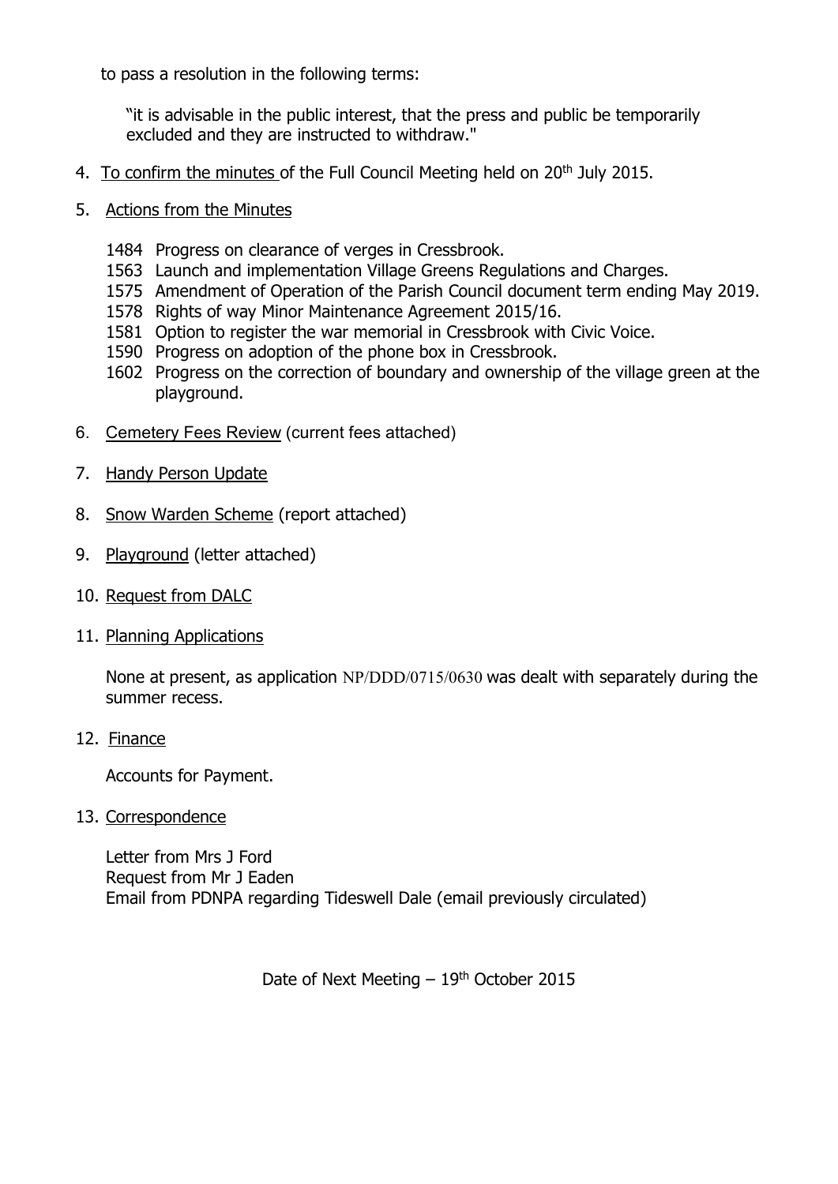to pass a resolution in the following terms:

> "it is advisable in the public interest, that the press and public be temporarily excluded and they are instructed to withdraw."

4. <u>To confirm the minutes</u> of the Full Council Meeting held on 20th July 2015.

5. <u>Actions from the Minutes</u>

   1484 Progress on clearance of verges in Cressbrook.
   1563 Launch and implementation Village Greens Regulations and Charges.
   1575 Amendment of Operation of the Parish Council document term ending May 2019.
   1578 Rights of way Minor Maintenance Agreement 2015/16.
   1581 Option to register the war memorial in Cressbrook with Civic Voice.
   1590 Progress on adoption of the phone box in Cressbrook.
   1602 Progress on the correction of boundary and ownership of the village green at the playground.

6. <u>Cemetery Fees Review</u> (current fees attached)

7. <u>Handy Person Update</u>

8. <u>Snow Warden Scheme</u> (report attached)

9. <u>Playground</u> (letter attached)

10. <u>Request from DALC</u>

11. <u>Planning Applications</u>

    None at present, as application NP/DDD/0715/0630 was dealt with separately during the summer recess.

12. <u>Finance</u>

    Accounts for Payment.

13. <u>Correspondence</u>

    Letter from Mrs J Ford
    Request from Mr J Eaden
    Email from PDNPA regarding Tideswell Dale (email previously circulated)

Date of Next Meeting – 19th October 2015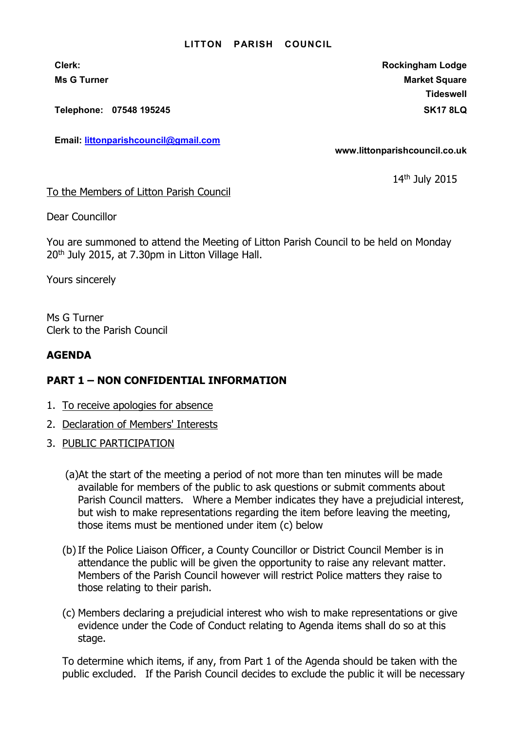**LITTON PARISH COUNCIL**

**Clerk:**
**Ms G Turner**

**Telephone: 07548 195245**

**Email: littonparishcouncil@gmail.com**

**Rockingham Lodge**
**Market Square**
**Tideswell**
**SK17 8LQ**

**www.littonparishcouncil.co.uk**

14th July 2015

To the Members of Litton Parish Council

Dear Councillor

You are summoned to attend the Meeting of Litton Parish Council to be held on Monday 20th July 2015, at 7.30pm in Litton Village Hall.

Yours sincerely

Ms G Turner
Clerk to the Parish Council

## AGENDA

## PART 1 – NON CONFIDENTIAL INFORMATION

1. To receive apologies for absence
2. Declaration of Members' Interests
3. PUBLIC PARTICIPATION

   (a) At the start of the meeting a period of not more than ten minutes will be made available for members of the public to ask questions or submit comments about Parish Council matters. Where a Member indicates they have a prejudicial interest, but wish to make representations regarding the item before leaving the meeting, those items must be mentioned under item (c) below

   (b) If the Police Liaison Officer, a County Councillor or District Council Member is in attendance the public will be given the opportunity to raise any relevant matter. Members of the Parish Council however will restrict Police matters they raise to those relating to their parish.

   (c) Members declaring a prejudicial interest who wish to make representations or give evidence under the Code of Conduct relating to Agenda items shall do so at this stage.

   To determine which items, if any, from Part 1 of the Agenda should be taken with the public excluded. If the Parish Council decides to exclude the public it will be necessary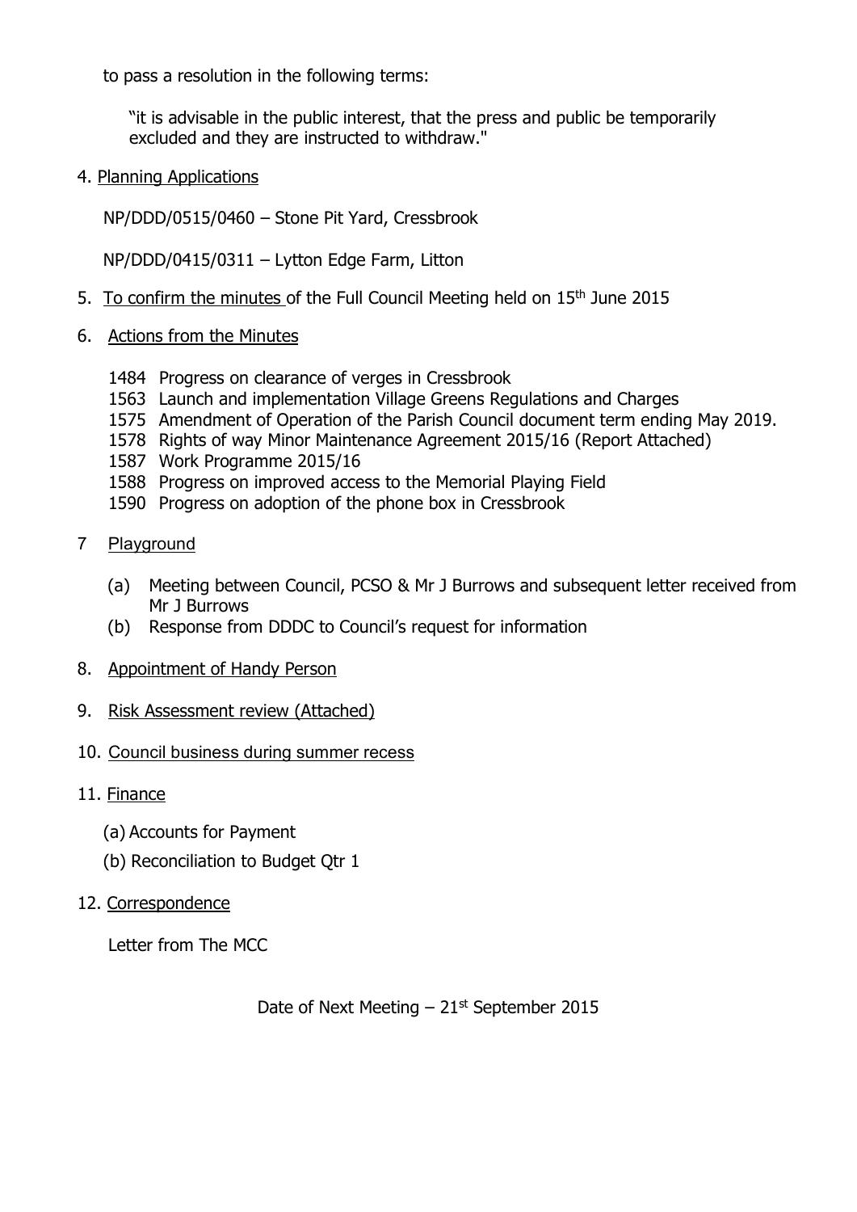to pass a resolution in the following terms:

> "it is advisable in the public interest, that the press and public be temporarily excluded and they are instructed to withdraw."

4. Planning Applications

   NP/DDD/0515/0460 – Stone Pit Yard, Cressbrook

   NP/DDD/0415/0311 – Lytton Edge Farm, Litton

5. To confirm the minutes of the Full Council Meeting held on 15th June 2015

6. Actions from the Minutes

   1484 Progress on clearance of verges in Cressbrook
   1563 Launch and implementation Village Greens Regulations and Charges
   1575 Amendment of Operation of the Parish Council document term ending May 2019.
   1578 Rights of way Minor Maintenance Agreement 2015/16 (Report Attached)
   1587 Work Programme 2015/16
   1588 Progress on improved access to the Memorial Playing Field
   1590 Progress on adoption of the phone box in Cressbrook

7. Playground

   (a) Meeting between Council, PCSO & Mr J Burrows and subsequent letter received from Mr J Burrows
   (b) Response from DDDC to Council's request for information

8. Appointment of Handy Person

9. Risk Assessment review (Attached)

10. Council business during summer recess

11. Finance

    (a) Accounts for Payment
    (b) Reconciliation to Budget Qtr 1

12. Correspondence

    Letter from The MCC

Date of Next Meeting – 21st September 2015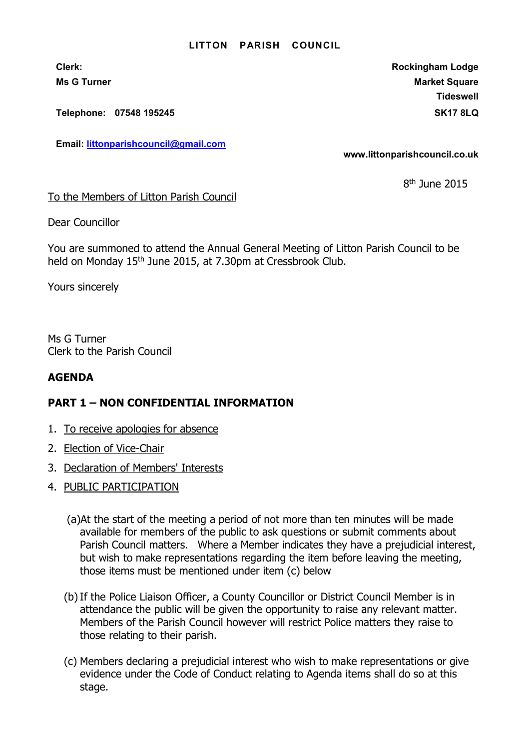**LITTON PARISH COUNCIL**

**Clerk:**
**Ms G Turner**

**Telephone: 07548 195245**

**Email: [littonparishcouncil@gmail.com](mailto:littonparishcouncil@gmail.com)**

**Rockingham Lodge**
**Market Square**
**Tideswell**
**SK17 8LQ**

**www.littonparishcouncil.co.uk**

8th June 2015

To the Members of Litton Parish Council

Dear Councillor

You are summoned to attend the Annual General Meeting of Litton Parish Council to be held on Monday 15th June 2015, at 7.30pm at Cressbrook Club.

Yours sincerely

Ms G Turner
Clerk to the Parish Council

## AGENDA

## PART 1 – NON CONFIDENTIAL INFORMATION

1. To receive apologies for absence
2. Election of Vice-Chair
3. Declaration of Members' Interests
4. PUBLIC PARTICIPATION

   (a) At the start of the meeting a period of not more than ten minutes will be made available for members of the public to ask questions or submit comments about Parish Council matters. Where a Member indicates they have a prejudicial interest, but wish to make representations regarding the item before leaving the meeting, those items must be mentioned under item (c) below

   (b) If the Police Liaison Officer, a County Councillor or District Council Member is in attendance the public will be given the opportunity to raise any relevant matter. Members of the Parish Council however will restrict Police matters they raise to those relating to their parish.

   (c) Members declaring a prejudicial interest who wish to make representations or give evidence under the Code of Conduct relating to Agenda items shall do so at this stage.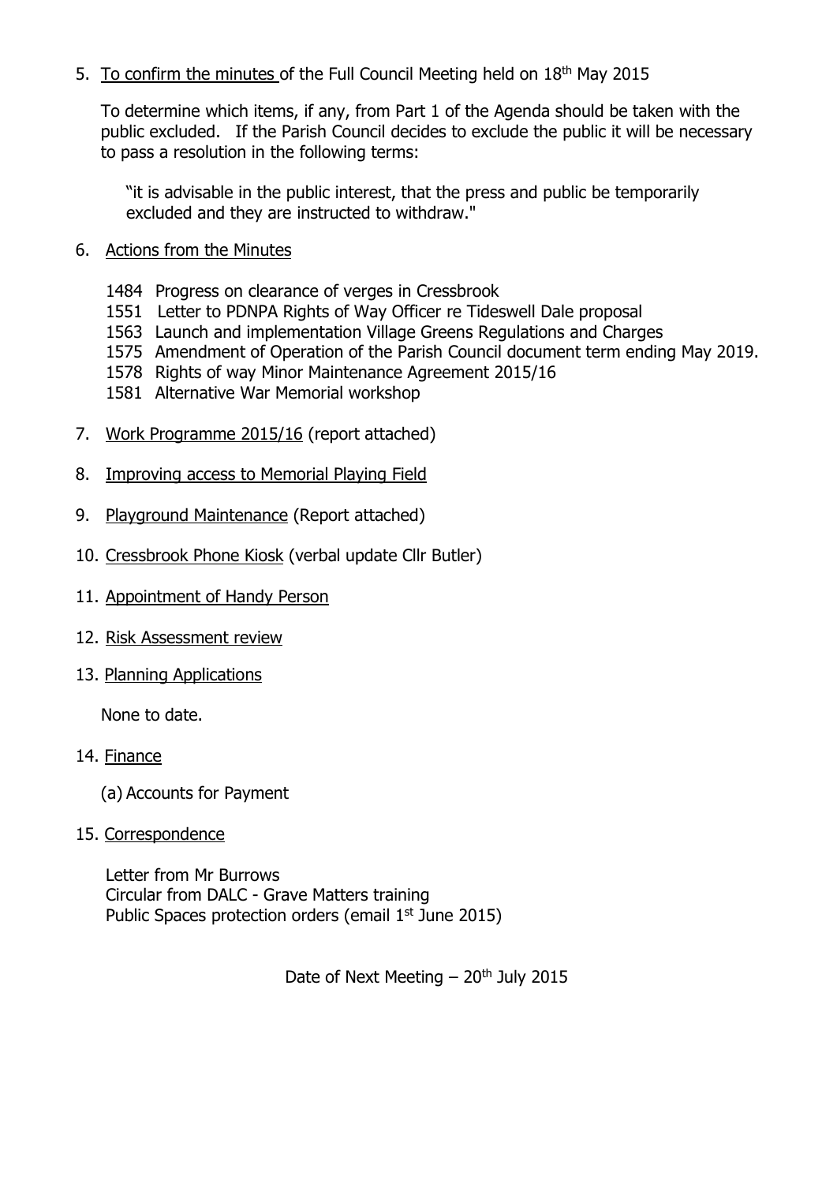5. To confirm the minutes of the Full Council Meeting held on 18th May 2015

   To determine which items, if any, from Part 1 of the Agenda should be taken with the public excluded. If the Parish Council decides to exclude the public it will be necessary to pass a resolution in the following terms:

   > "it is advisable in the public interest, that the press and public be temporarily excluded and they are instructed to withdraw."

6. Actions from the Minutes

   1484 Progress on clearance of verges in Cressbrook
   1551 Letter to PDNPA Rights of Way Officer re Tideswell Dale proposal
   1563 Launch and implementation Village Greens Regulations and Charges
   1575 Amendment of Operation of the Parish Council document term ending May 2019.
   1578 Rights of way Minor Maintenance Agreement 2015/16
   1581 Alternative War Memorial workshop

7. Work Programme 2015/16 (report attached)

8. Improving access to Memorial Playing Field

9. Playground Maintenance (Report attached)

10. Cressbrook Phone Kiosk (verbal update Cllr Butler)

11. Appointment of Handy Person

12. Risk Assessment review

13. Planning Applications

    None to date.

14. Finance

    (a) Accounts for Payment

15. Correspondence

    Letter from Mr Burrows
    Circular from DALC - Grave Matters training
    Public Spaces protection orders (email 1st June 2015)

Date of Next Meeting – 20th July 2015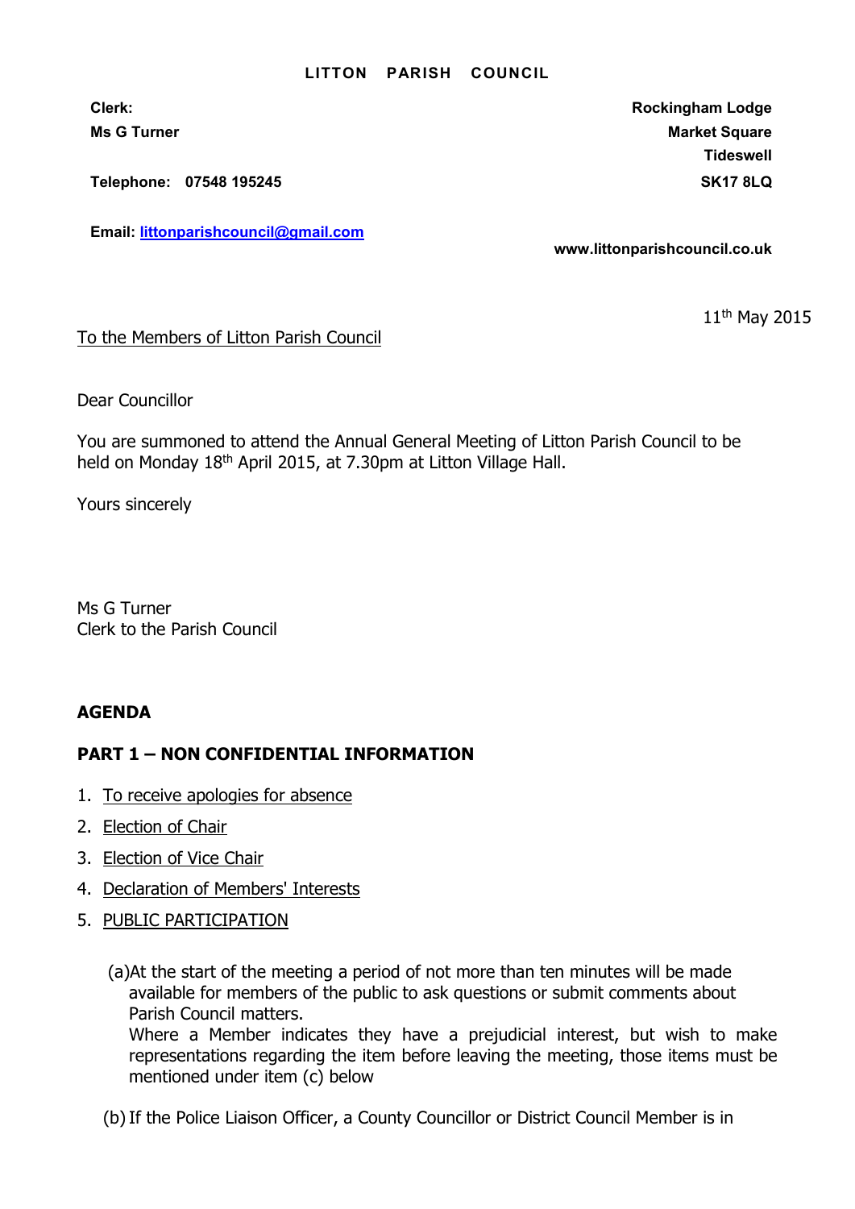# LITTON PARISH COUNCIL

**Clerk:**
**Ms G Turner**

**Telephone: 07548 195245**

**Email: littonparishcouncil@gmail.com**

**Rockingham Lodge**
**Market Square**
**Tideswell**
**SK17 8LQ**

**www.littonparishcouncil.co.uk**

11th May 2015

To the Members of Litton Parish Council

Dear Councillor

You are summoned to attend the Annual General Meeting of Litton Parish Council to be held on Monday 18th April 2015, at 7.30pm at Litton Village Hall.

Yours sincerely

Ms G Turner
Clerk to the Parish Council

## AGENDA

### PART 1 – NON CONFIDENTIAL INFORMATION

1. To receive apologies for absence
2. Election of Chair
3. Election of Vice Chair
4. Declaration of Members' Interests
5. PUBLIC PARTICIPATION

   (a) At the start of the meeting a period of not more than ten minutes will be made available for members of the public to ask questions or submit comments about Parish Council matters.
   Where a Member indicates they have a prejudicial interest, but wish to make representations regarding the item before leaving the meeting, those items must be mentioned under item (c) below

   (b) If the Police Liaison Officer, a County Councillor or District Council Member is in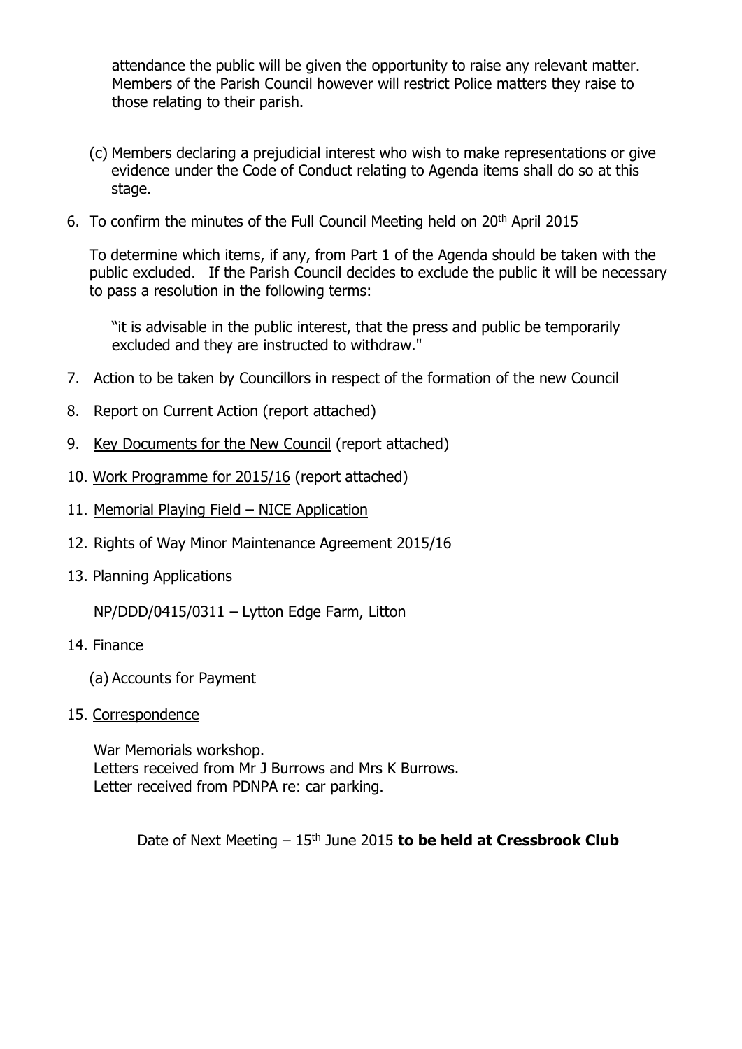attendance the public will be given the opportunity to raise any relevant matter. Members of the Parish Council however will restrict Police matters they raise to those relating to their parish.

(c) Members declaring a prejudicial interest who wish to make representations or give evidence under the Code of Conduct relating to Agenda items shall do so at this stage.

6. To confirm the minutes of the Full Council Meeting held on 20th April 2015

   To determine which items, if any, from Part 1 of the Agenda should be taken with the public excluded. If the Parish Council decides to exclude the public it will be necessary to pass a resolution in the following terms:

   "it is advisable in the public interest, that the press and public be temporarily excluded and they are instructed to withdraw."

7. Action to be taken by Councillors in respect of the formation of the new Council

8. Report on Current Action (report attached)

9. Key Documents for the New Council (report attached)

10. Work Programme for 2015/16 (report attached)

11. Memorial Playing Field – NICE Application

12. Rights of Way Minor Maintenance Agreement 2015/16

13. Planning Applications

    NP/DDD/0415/0311 – Lytton Edge Farm, Litton

14. Finance

    (a) Accounts for Payment

15. Correspondence

    War Memorials workshop.
    Letters received from Mr J Burrows and Mrs K Burrows.
    Letter received from PDNPA re: car parking.

Date of Next Meeting – 15th June 2015 **to be held at Cressbrook Club**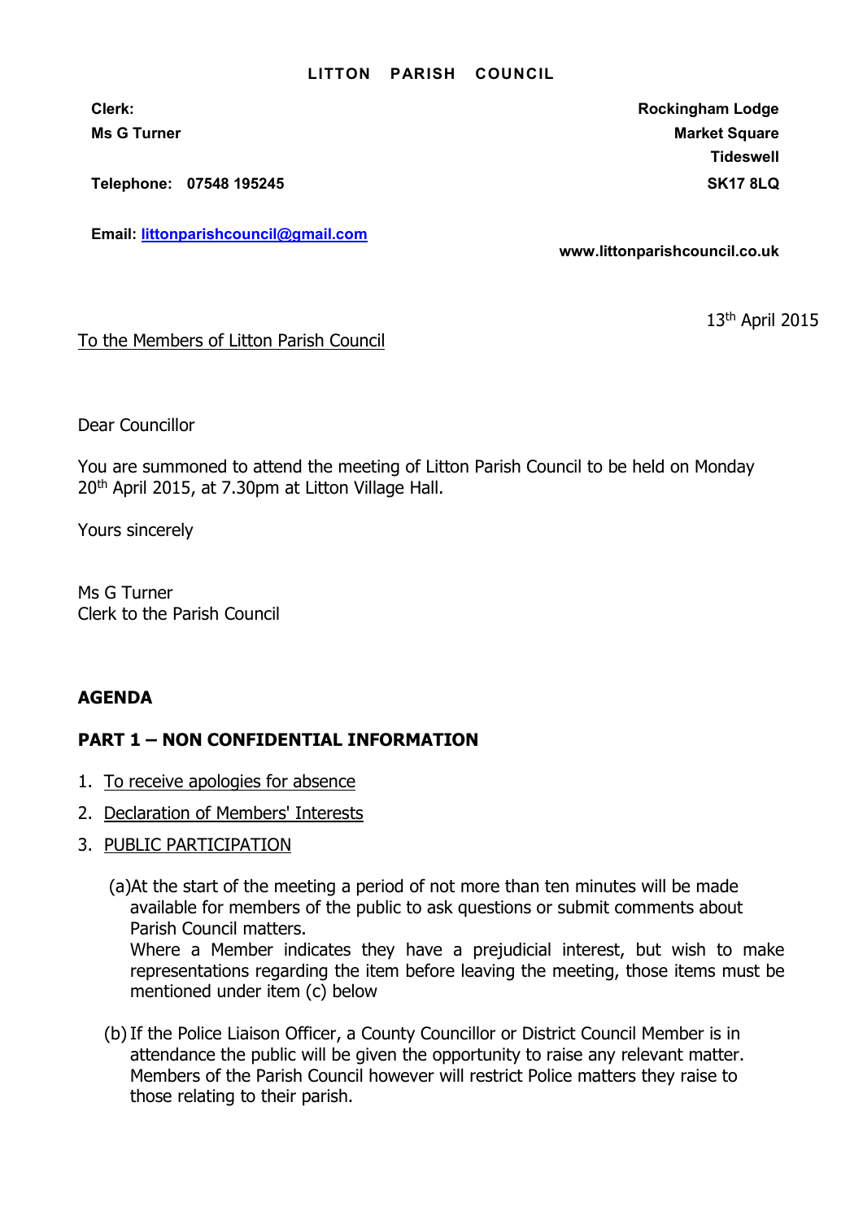**LITTON PARISH COUNCIL**

**Clerk:**
**Ms G Turner**

**Telephone: 07548 195245**

**Email: littonparishcouncil@gmail.com**

**Rockingham Lodge**
**Market Square**
**Tideswell**
**SK17 8LQ**

**www.littonparishcouncil.co.uk**

13th April 2015

To the Members of Litton Parish Council

Dear Councillor

You are summoned to attend the meeting of Litton Parish Council to be held on Monday 20th April 2015, at 7.30pm at Litton Village Hall.

Yours sincerely

Ms G Turner
Clerk to the Parish Council

## AGENDA

### PART 1 – NON CONFIDENTIAL INFORMATION

1. To receive apologies for absence
2. Declaration of Members' Interests
3. PUBLIC PARTICIPATION

   (a) At the start of the meeting a period of not more than ten minutes will be made available for members of the public to ask questions or submit comments about Parish Council matters.
   Where a Member indicates they have a prejudicial interest, but wish to make representations regarding the item before leaving the meeting, those items must be mentioned under item (c) below

   (b) If the Police Liaison Officer, a County Councillor or District Council Member is in attendance the public will be given the opportunity to raise any relevant matter. Members of the Parish Council however will restrict Police matters they raise to those relating to their parish.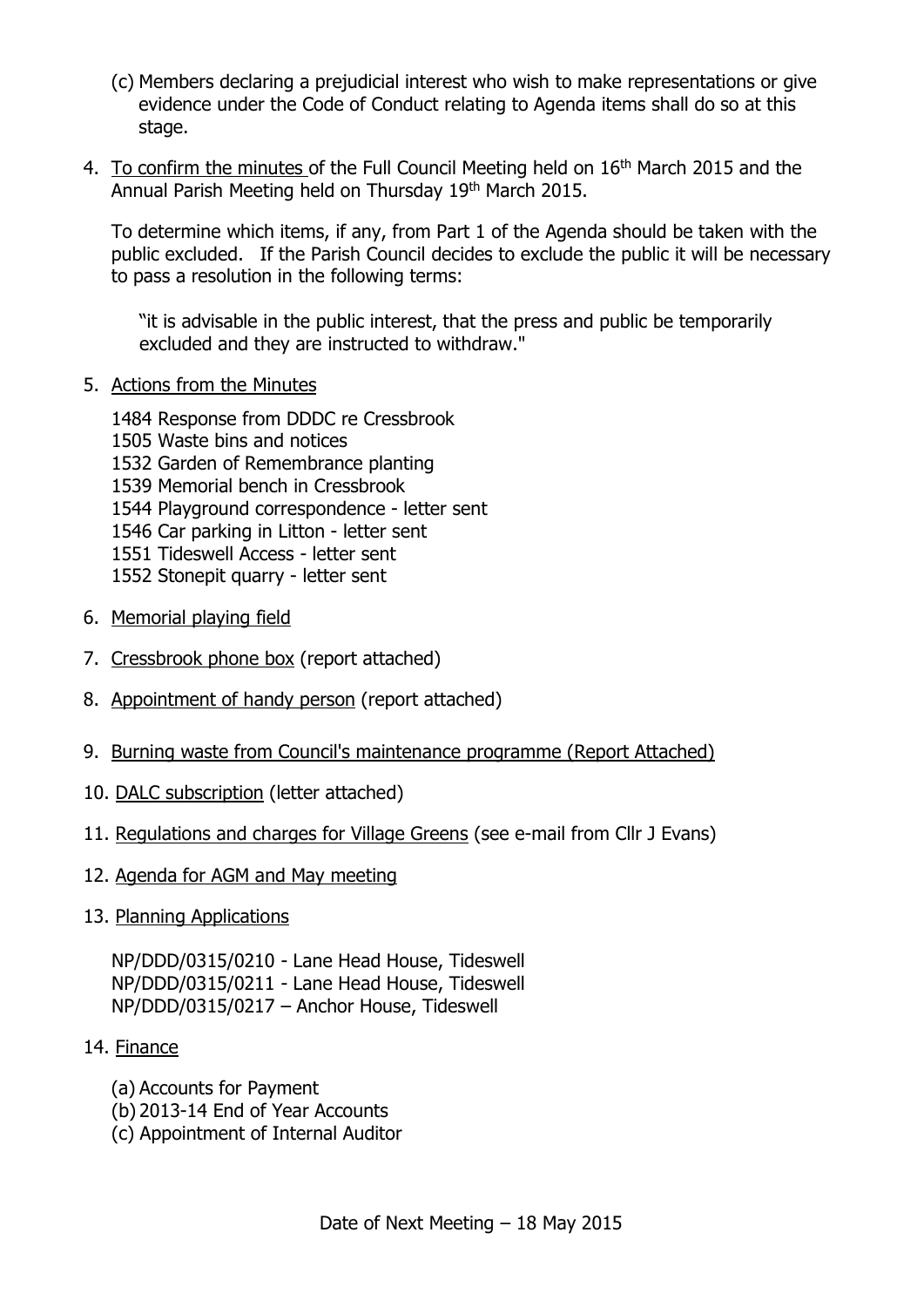(c) Members declaring a prejudicial interest who wish to make representations or give evidence under the Code of Conduct relating to Agenda items shall do so at this stage.

4. To confirm the minutes of the Full Council Meeting held on 16th March 2015 and the Annual Parish Meeting held on Thursday 19th March 2015.

   To determine which items, if any, from Part 1 of the Agenda should be taken with the public excluded. If the Parish Council decides to exclude the public it will be necessary to pass a resolution in the following terms:

   "it is advisable in the public interest, that the press and public be temporarily excluded and they are instructed to withdraw."

5. Actions from the Minutes

   1484 Response from DDDC re Cressbrook
   1505 Waste bins and notices
   1532 Garden of Remembrance planting
   1539 Memorial bench in Cressbrook
   1544 Playground correspondence - letter sent
   1546 Car parking in Litton - letter sent
   1551 Tideswell Access - letter sent
   1552 Stonepit quarry - letter sent

6. Memorial playing field

7. Cressbrook phone box (report attached)

8. Appointment of handy person (report attached)

9. Burning waste from Council's maintenance programme (Report Attached)

10. DALC subscription (letter attached)

11. Regulations and charges for Village Greens (see e-mail from Cllr J Evans)

12. Agenda for AGM and May meeting

13. Planning Applications

    NP/DDD/0315/0210 - Lane Head House, Tideswell
    NP/DDD/0315/0211 - Lane Head House, Tideswell
    NP/DDD/0315/0217 – Anchor House, Tideswell

14. Finance

    (a) Accounts for Payment
    (b) 2013-14 End of Year Accounts
    (c) Appointment of Internal Auditor

Date of Next Meeting – 18 May 2015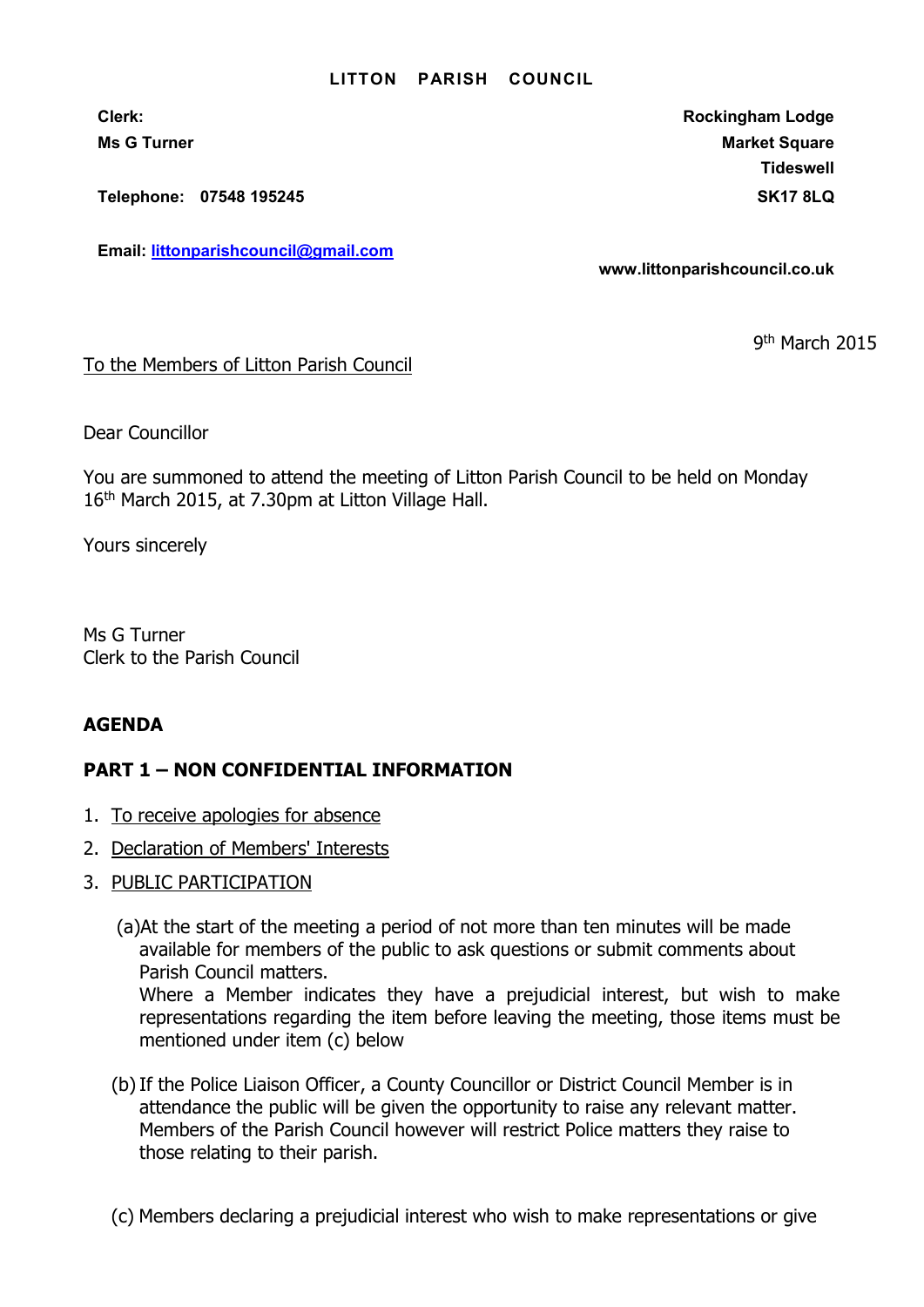**LITTON PARISH COUNCIL**

**Clerk:**
**Ms G Turner**

**Telephone: 07548 195245**

**Email: [littonparishcouncil@gmail.com](mailto:littonparishcouncil@gmail.com)**

**Rockingham Lodge**
**Market Square**
**Tideswell**
**SK17 8LQ**

**www.littonparishcouncil.co.uk**

9th March 2015

To the Members of Litton Parish Council

Dear Councillor

You are summoned to attend the meeting of Litton Parish Council to be held on Monday 16th March 2015, at 7.30pm at Litton Village Hall.

Yours sincerely

Ms G Turner
Clerk to the Parish Council

## AGENDA

### PART 1 – NON CONFIDENTIAL INFORMATION

1. To receive apologies for absence
2. Declaration of Members' Interests
3. PUBLIC PARTICIPATION

   (a) At the start of the meeting a period of not more than ten minutes will be made available for members of the public to ask questions or submit comments about Parish Council matters.
   Where a Member indicates they have a prejudicial interest, but wish to make representations regarding the item before leaving the meeting, those items must be mentioned under item (c) below

   (b) If the Police Liaison Officer, a County Councillor or District Council Member is in attendance the public will be given the opportunity to raise any relevant matter. Members of the Parish Council however will restrict Police matters they raise to those relating to their parish.

   (c) Members declaring a prejudicial interest who wish to make representations or give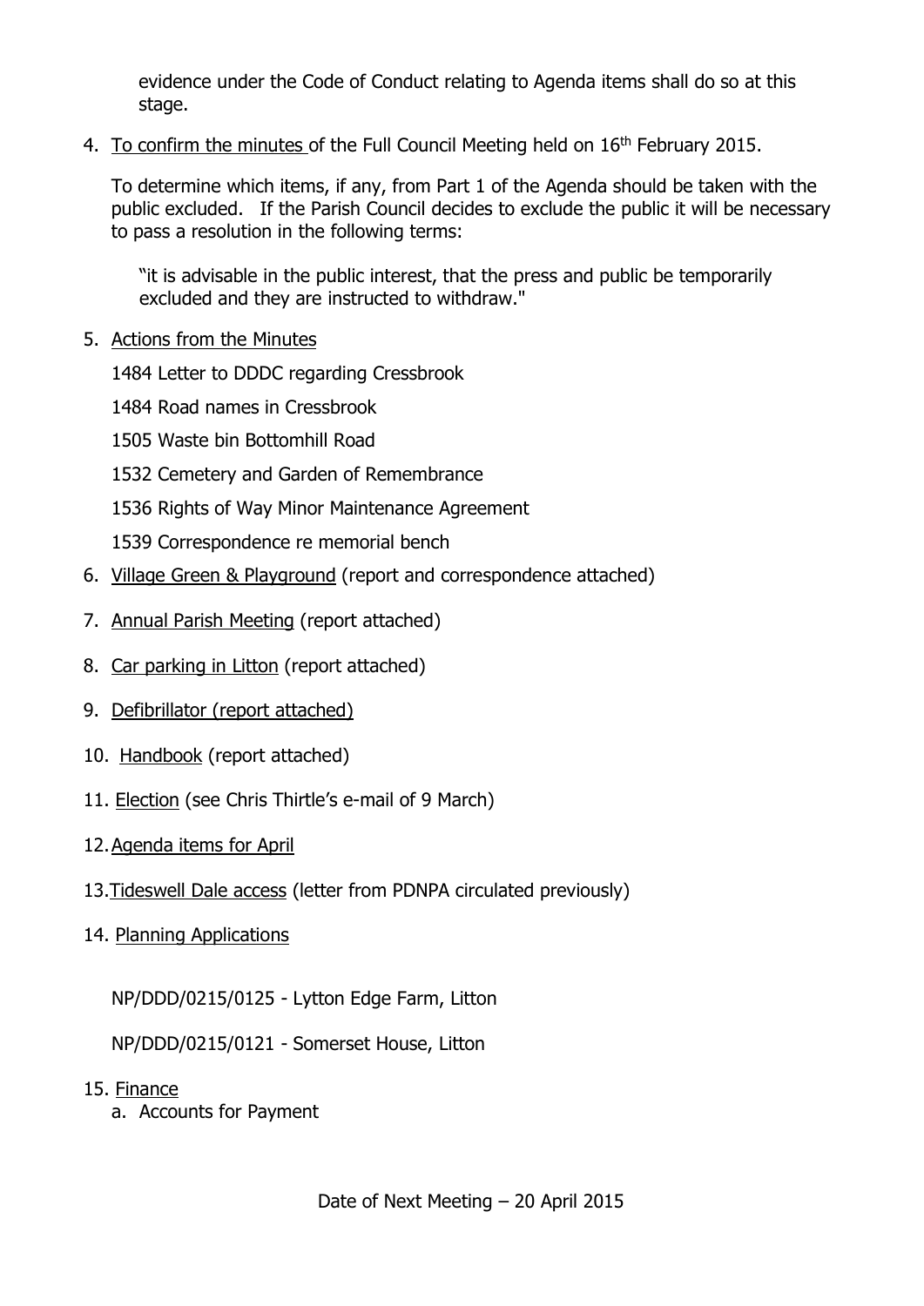evidence under the Code of Conduct relating to Agenda items shall do so at this stage.

4. To confirm the minutes of the Full Council Meeting held on 16th February 2015.

   To determine which items, if any, from Part 1 of the Agenda should be taken with the public excluded. If the Parish Council decides to exclude the public it will be necessary to pass a resolution in the following terms:

   "it is advisable in the public interest, that the press and public be temporarily excluded and they are instructed to withdraw."

5. Actions from the Minutes

   1484 Letter to DDDC regarding Cressbrook

   1484 Road names in Cressbrook

   1505 Waste bin Bottomhill Road

   1532 Cemetery and Garden of Remembrance

   1536 Rights of Way Minor Maintenance Agreement

   1539 Correspondence re memorial bench

6. Village Green & Playground (report and correspondence attached)

7. Annual Parish Meeting (report attached)

8. Car parking in Litton (report attached)

9. Defibrillator (report attached)

10. Handbook (report attached)

11. Election (see Chris Thirtle's e-mail of 9 March)

12. Agenda items for April

13. Tideswell Dale access (letter from PDNPA circulated previously)

14. Planning Applications

    NP/DDD/0215/0125 - Lytton Edge Farm, Litton

    NP/DDD/0215/0121 - Somerset House, Litton

15. Finance
    a. Accounts for Payment

Date of Next Meeting – 20 April 2015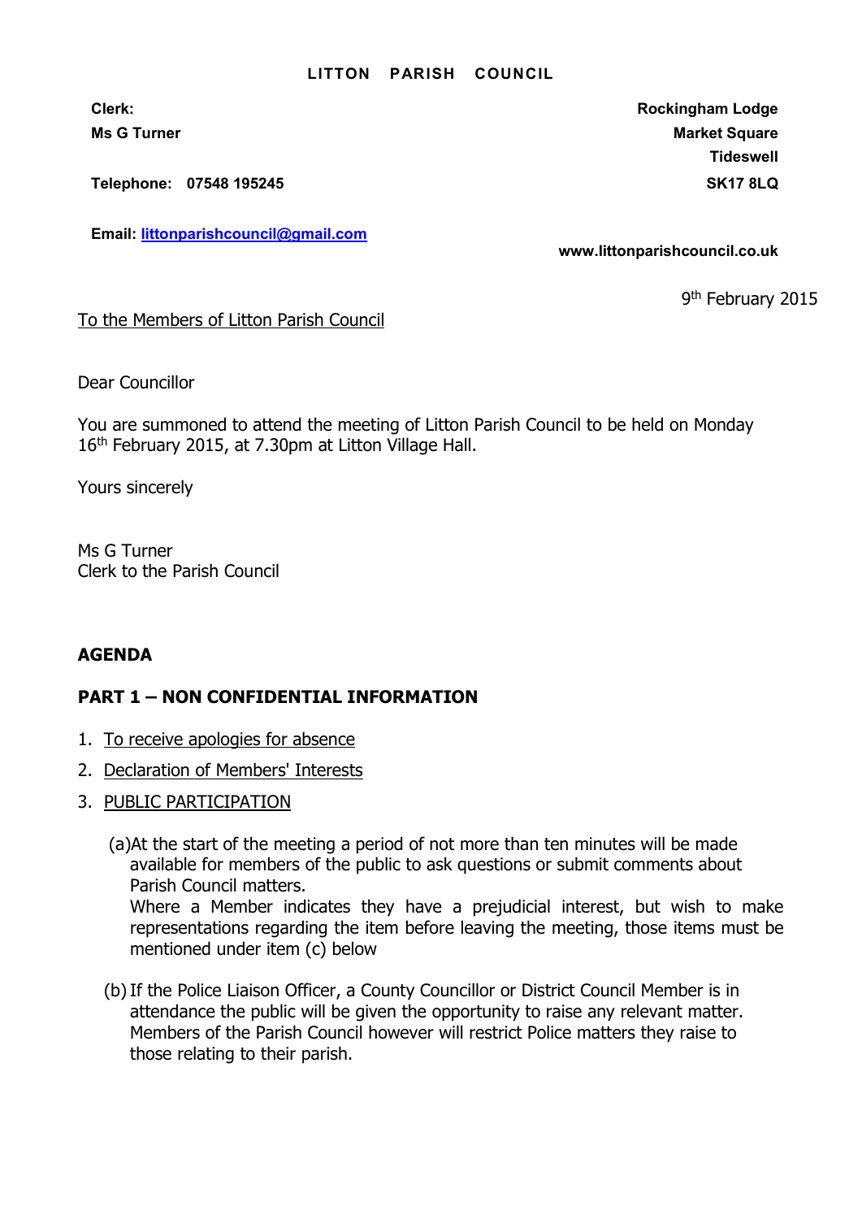**LITTON PARISH COUNCIL**

**Clerk:**
**Ms G Turner**

**Telephone: 07548 195245**

**Email: littonparishcouncil@gmail.com**

**Rockingham Lodge**
**Market Square**
**Tideswell**
**SK17 8LQ**

**www.littonparishcouncil.co.uk**

9th February 2015

To the Members of Litton Parish Council

Dear Councillor

You are summoned to attend the meeting of Litton Parish Council to be held on Monday 16th February 2015, at 7.30pm at Litton Village Hall.

Yours sincerely

Ms G Turner
Clerk to the Parish Council

## AGENDA

### PART 1 – NON CONFIDENTIAL INFORMATION

1. To receive apologies for absence
2. Declaration of Members' Interests
3. PUBLIC PARTICIPATION

   (a) At the start of the meeting a period of not more than ten minutes will be made available for members of the public to ask questions or submit comments about Parish Council matters.
   Where a Member indicates they have a prejudicial interest, but wish to make representations regarding the item before leaving the meeting, those items must be mentioned under item (c) below

   (b) If the Police Liaison Officer, a County Councillor or District Council Member is in attendance the public will be given the opportunity to raise any relevant matter. Members of the Parish Council however will restrict Police matters they raise to those relating to their parish.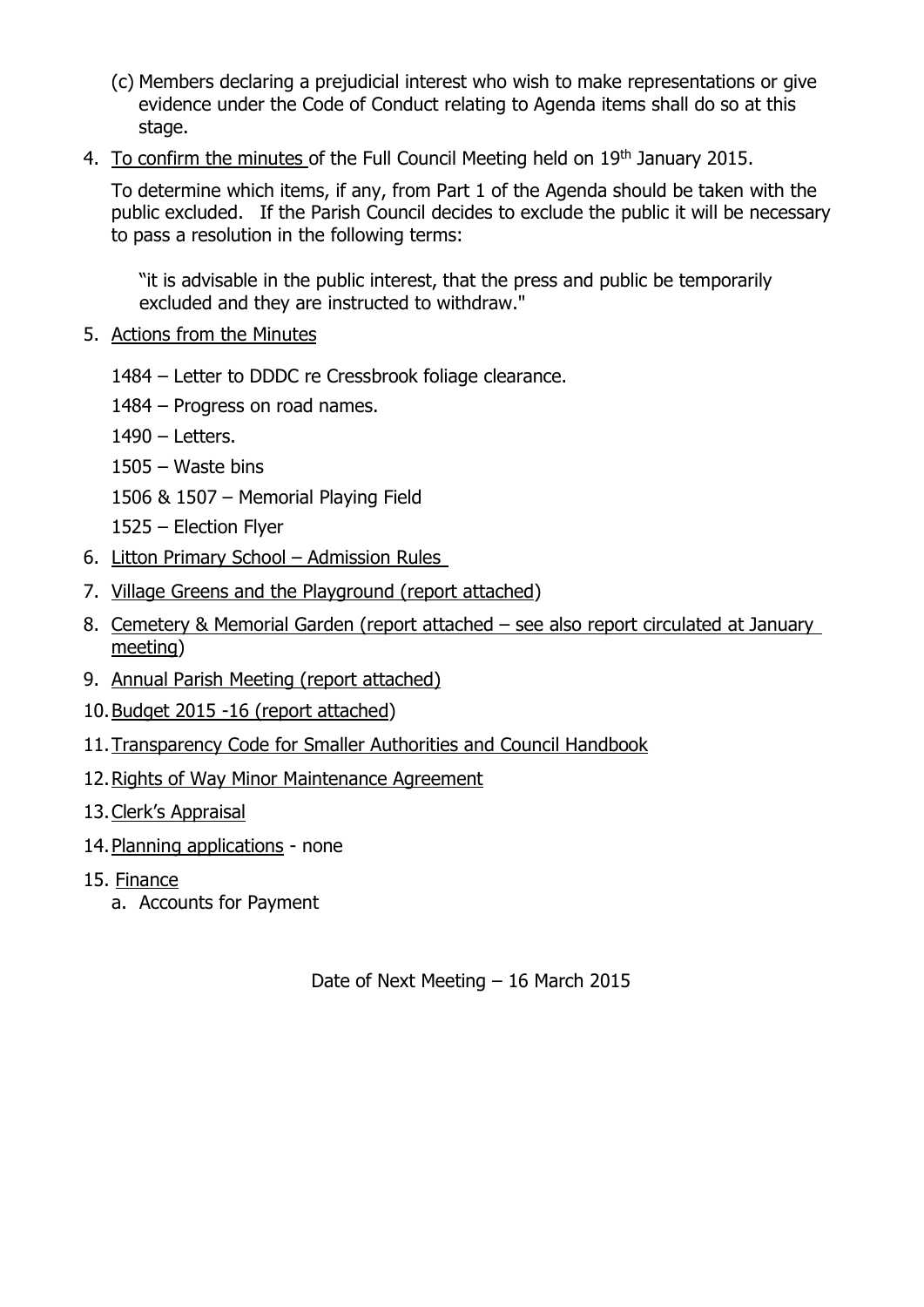(c) Members declaring a prejudicial interest who wish to make representations or give evidence under the Code of Conduct relating to Agenda items shall do so at this stage.

4. To confirm the minutes of the Full Council Meeting held on 19th January 2015.

   To determine which items, if any, from Part 1 of the Agenda should be taken with the public excluded. If the Parish Council decides to exclude the public it will be necessary to pass a resolution in the following terms:

   "it is advisable in the public interest, that the press and public be temporarily excluded and they are instructed to withdraw."

5. Actions from the Minutes

   1484 – Letter to DDDC re Cressbrook foliage clearance.

   1484 – Progress on road names.

   1490 – Letters.

   1505 – Waste bins

   1506 & 1507 – Memorial Playing Field

   1525 – Election Flyer

6. Litton Primary School – Admission Rules
7. Village Greens and the Playground (report attached)
8. Cemetery & Memorial Garden (report attached – see also report circulated at January meeting)
9. Annual Parish Meeting (report attached)
10. Budget 2015 -16 (report attached)
11. Transparency Code for Smaller Authorities and Council Handbook
12. Rights of Way Minor Maintenance Agreement
13. Clerk's Appraisal
14. Planning applications - none
15. Finance
    a. Accounts for Payment

Date of Next Meeting – 16 March 2015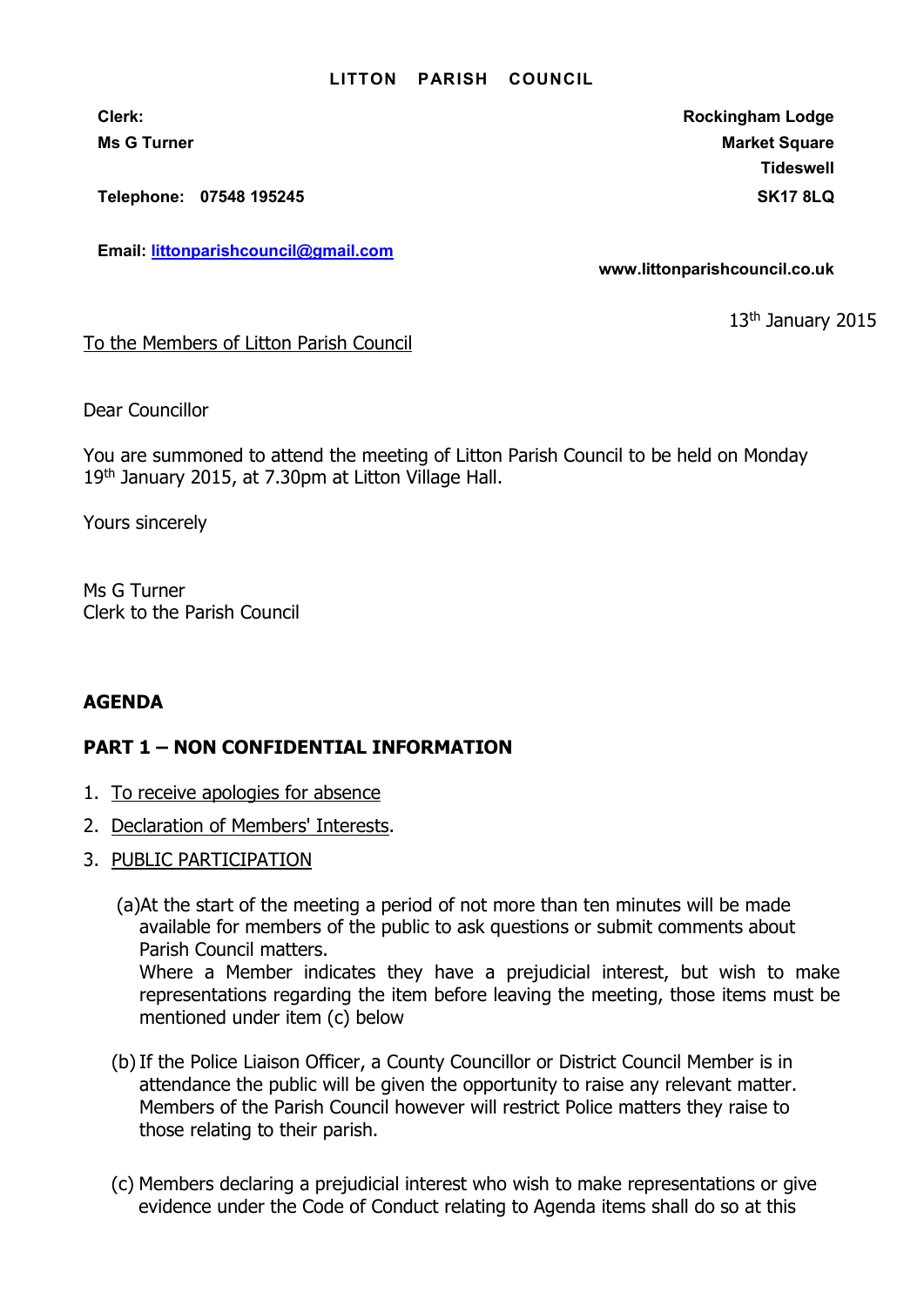**LITTON PARISH COUNCIL**

**Clerk:**
**Ms G Turner**

**Telephone: 07548 195245**

**Email: littonparishcouncil@gmail.com**

**Rockingham Lodge**
**Market Square**
**Tideswell**
**SK17 8LQ**

**www.littonparishcouncil.co.uk**

13th January 2015

To the Members of Litton Parish Council

Dear Councillor

You are summoned to attend the meeting of Litton Parish Council to be held on Monday 19th January 2015, at 7.30pm at Litton Village Hall.

Yours sincerely

Ms G Turner
Clerk to the Parish Council

## AGENDA

### PART 1 – NON CONFIDENTIAL INFORMATION

1. To receive apologies for absence
2. Declaration of Members' Interests.
3. PUBLIC PARTICIPATION

   (a) At the start of the meeting a period of not more than ten minutes will be made available for members of the public to ask questions or submit comments about Parish Council matters.
   Where a Member indicates they have a prejudicial interest, but wish to make representations regarding the item before leaving the meeting, those items must be mentioned under item (c) below

   (b) If the Police Liaison Officer, a County Councillor or District Council Member is in attendance the public will be given the opportunity to raise any relevant matter. Members of the Parish Council however will restrict Police matters they raise to those relating to their parish.

   (c) Members declaring a prejudicial interest who wish to make representations or give evidence under the Code of Conduct relating to Agenda items shall do so at this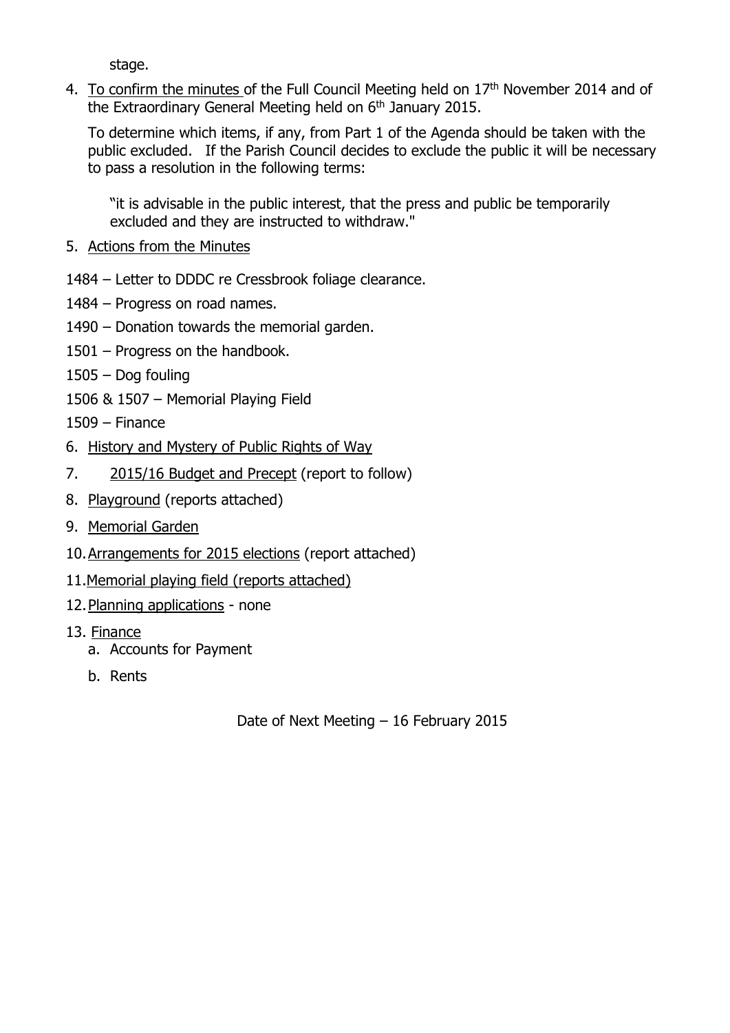stage.

4. To confirm the minutes of the Full Council Meeting held on 17th November 2014 and of the Extraordinary General Meeting held on 6th January 2015.

   To determine which items, if any, from Part 1 of the Agenda should be taken with the public excluded. If the Parish Council decides to exclude the public it will be necessary to pass a resolution in the following terms:

   "it is advisable in the public interest, that the press and public be temporarily excluded and they are instructed to withdraw."

5. Actions from the Minutes

1484 – Letter to DDDC re Cressbrook foliage clearance.

1484 – Progress on road names.

1490 – Donation towards the memorial garden.

1501 – Progress on the handbook.

1505 – Dog fouling

1506 & 1507 – Memorial Playing Field

1509 – Finance

6. History and Mystery of Public Rights of Way
7. 2015/16 Budget and Precept (report to follow)
8. Playground (reports attached)
9. Memorial Garden
10. Arrangements for 2015 elections (report attached)
11. Memorial playing field (reports attached)
12. Planning applications - none
13. Finance
    a. Accounts for Payment
    b. Rents

Date of Next Meeting – 16 February 2015